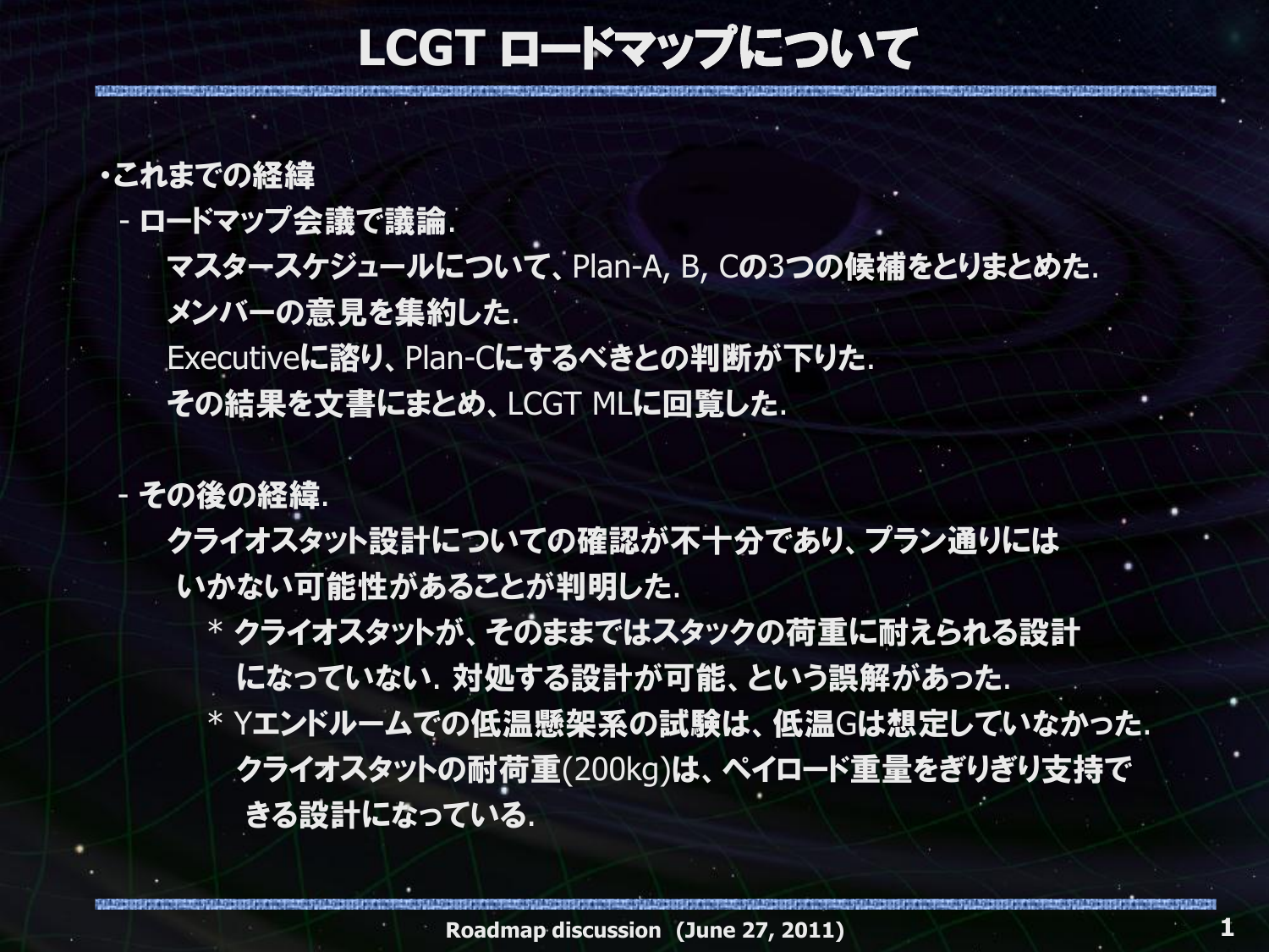# LCGT ロードマップについて

・これまでの経緯

- ロードマップ会議で議論.

  マスタースケジュールについて、Plan-A, B, Cの3つの候補をとりまとめた.

  メンバーの意見を集約した.

  Executiveに諮り、Plan-Cにするべきとの判断が下りた.

  その結果を文書にまとめ、LCGT MLに回覧した.

- その後の経緯.

  クライオスタット設計についての確認が不十分であり、プラン通りには いかない可能性があることが判明した.

  * クライオスタットが、そのままではスタックの荷重に耐えられる設計 になっていない. 対処する設計が可能、という誤解があった.
  * Yエンドルームでの低温懸架系の試験は、低温Gは想定していなかった. クライオスタットの耐荷重(200kg)は、ペイロード重量をぎりぎり支持で きる設計になっている.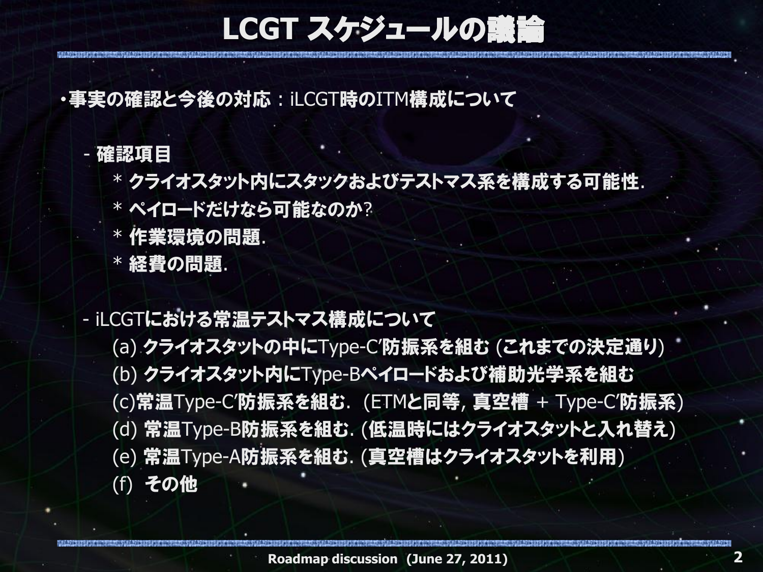# LCGT スケジュールの議論

- **事実の確認と今後の対応**：iLCGT時のITM構成について

  - 確認項目
    * クライオスタット内にスタックおよびテストマス系を構成する可能性.
    * ペイロードだけなら可能なのか?
    * 作業環境の問題.
    * 経費の問題.

  - iLCGTにおける常温テストマス構成について
    (a) クライオスタットの中にType-C′防振系を組む (これまでの決定通り)
    (b) クライオスタット内にType-Bペイロードおよび補助光学系を組む
    (c)常温Type-C′防振系を組む.  (ETMと同等, 真空槽 + Type-C′防振系)
    (d) 常温Type-B防振系を組む. (低温時にはクライオスタットと入れ替え)
    (e) 常温Type-A防振系を組む. (真空槽はクライオスタットを利用)
    (f)  その他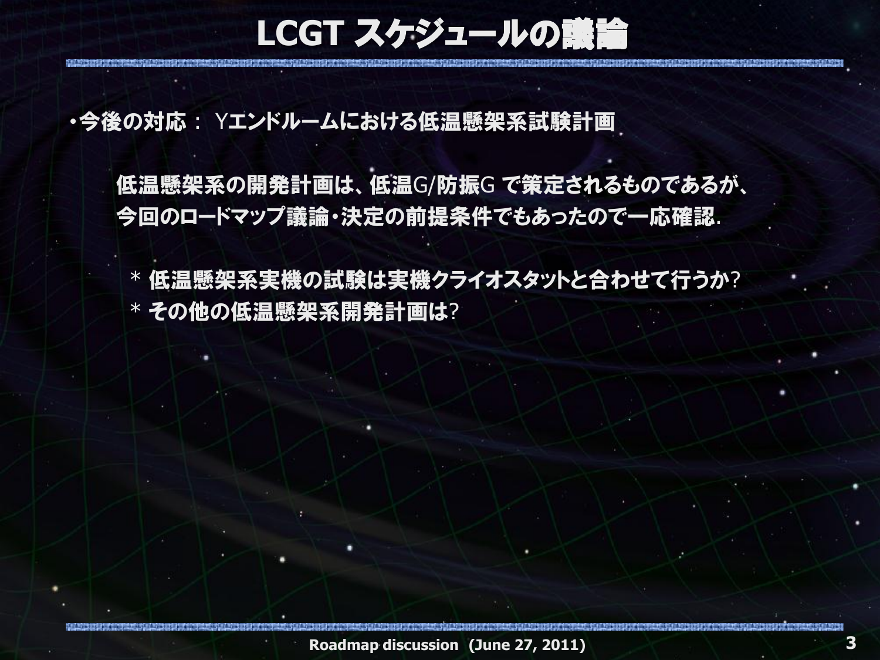# LCGT スケジュールの議論

・今後の対応： Yエンドルームにおける低温懸架系試験計画

低温懸架系の開発計画は、低温G/防振G で策定されるものであるが、
今回のロードマップ議論・決定の前提条件でもあったので一応確認.

＊ 低温懸架系実機の試験は実機クライオスタットと合わせて行うか?
＊ その他の低温懸架系開発計画は?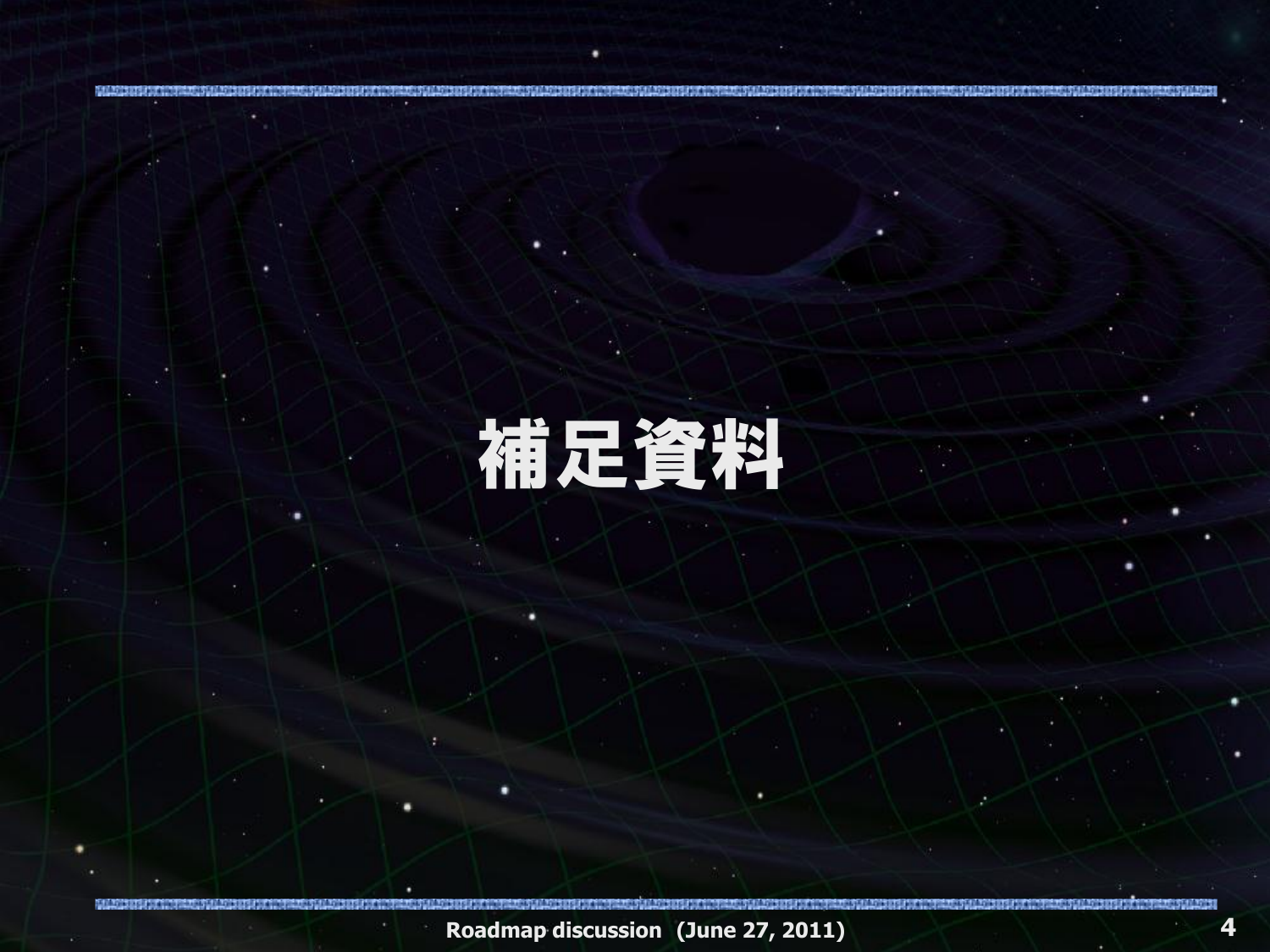# 補足資料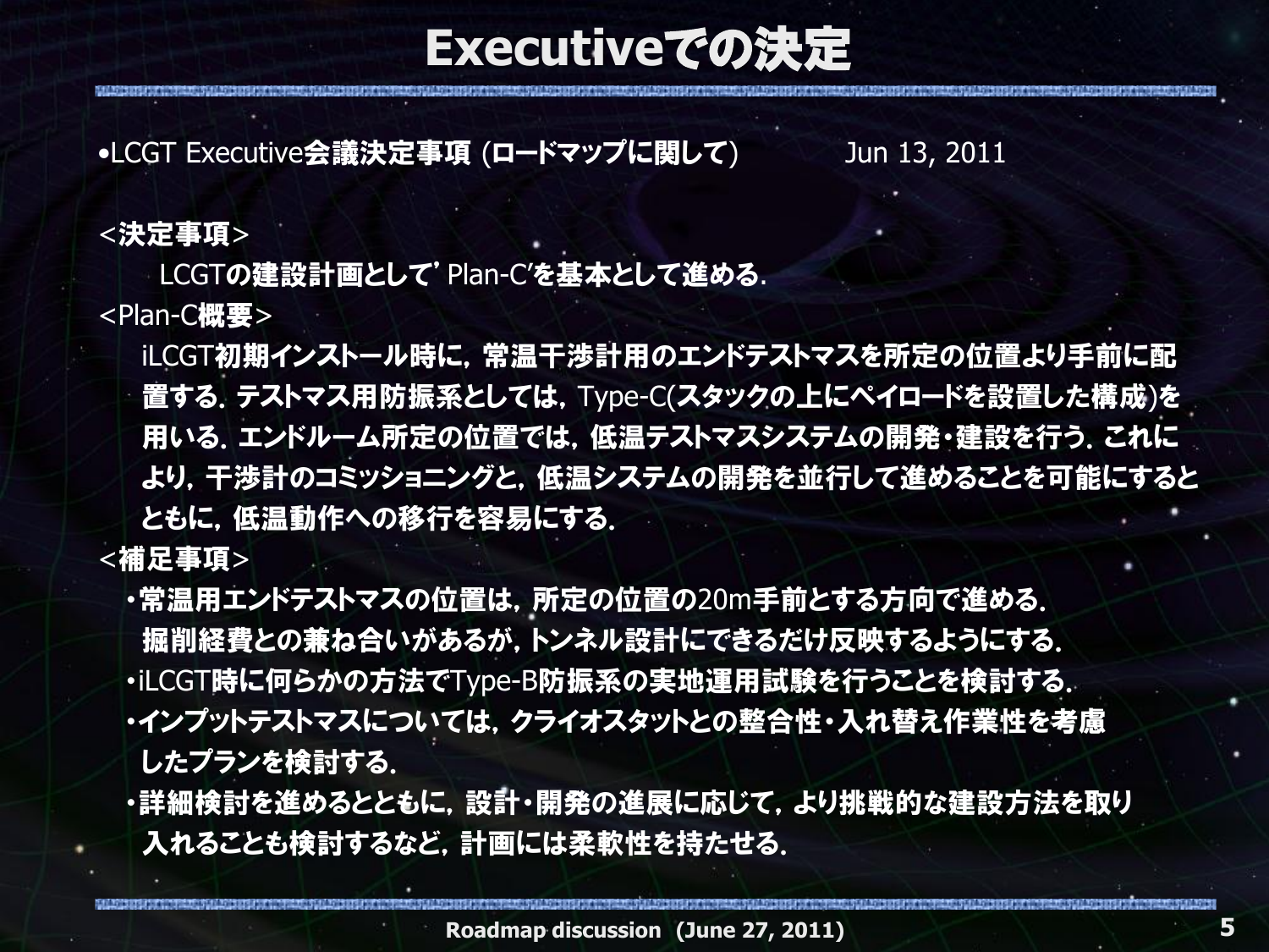# Executiveでの決定

- LCGT Executive会議決定事項 (ロードマップに関して)　　　Jun 13, 2011

<決定事項>

LCGTの建設計画として' Plan-C'を基本として進める.

<Plan-C概要>

iLCGT初期インストール時に，常温干渉計用のエンドテストマスを所定の位置より手前に配置する. テストマス用防振系としては，Type-C(スタックの上にペイロードを設置した構成)を用いる. エンドルーム所定の位置では，低温テストマスシステムの開発・建設を行う. これにより，干渉計のコミッショニングと，低温システムの開発を並行して進めることを可能にするとともに，低温動作への移行を容易にする.

<補足事項>

- 常温用エンドテストマスの位置は，所定の位置の20m手前とする方向で進める. 掘削経費との兼ね合いがあるが，トンネル設計にできるだけ反映するようにする.
- iLCGT時に何らかの方法でType-B防振系の実地運用試験を行うことを検討する.
- インプットテストマスについては，クライオスタットとの整合性・入れ替え作業性を考慮したプランを検討する.
- 詳細検討を進めるとともに，設計・開発の進展に応じて，より挑戦的な建設方法を取り入れることも検討するなど，計画には柔軟性を持たせる.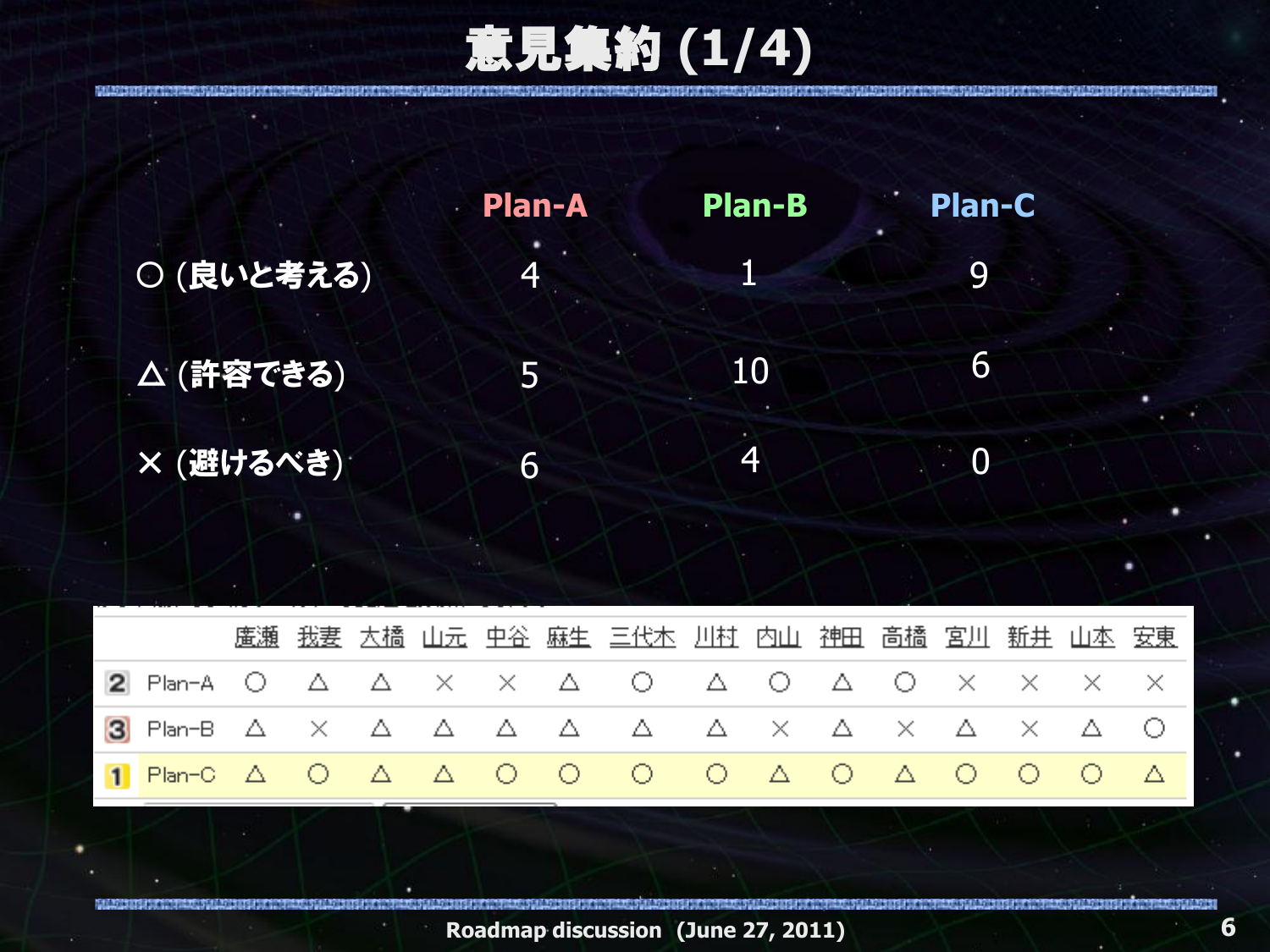# 意見集約 (1/4)

| | Plan-A | Plan-B | Plan-C |
|---|---|---|---|
| ○ (良いと考える) | 4 | 1 | 9 |
| △ (許容できる) | 5 | 10 | 6 |
| × (避けるべき) | 6 | 4 | 0 |

| | | 廣瀬 | 我妻 | 大橋 | 山元 | 中谷 | 麻生 | 三代木 | 川村 | 内山 | 神田 | 高橋 | 宮川 | 新井 | 山本 | 安東 |
|---|---|---|---|---|---|---|---|---|---|---|---|---|---|---|---|---|
| 2 | Plan-A | ○ | △ | △ | × | × | △ | ○ | △ | ○ | △ | ○ | × | × | × | × |
| 3 | Plan-B | △ | × | △ | △ | △ | △ | △ | △ | × | △ | × | △ | × | △ | ○ |
| 1 | Plan-C | △ | ○ | △ | △ | ○ | ○ | ○ | ○ | △ | ○ | △ | ○ | ○ | ○ | △ |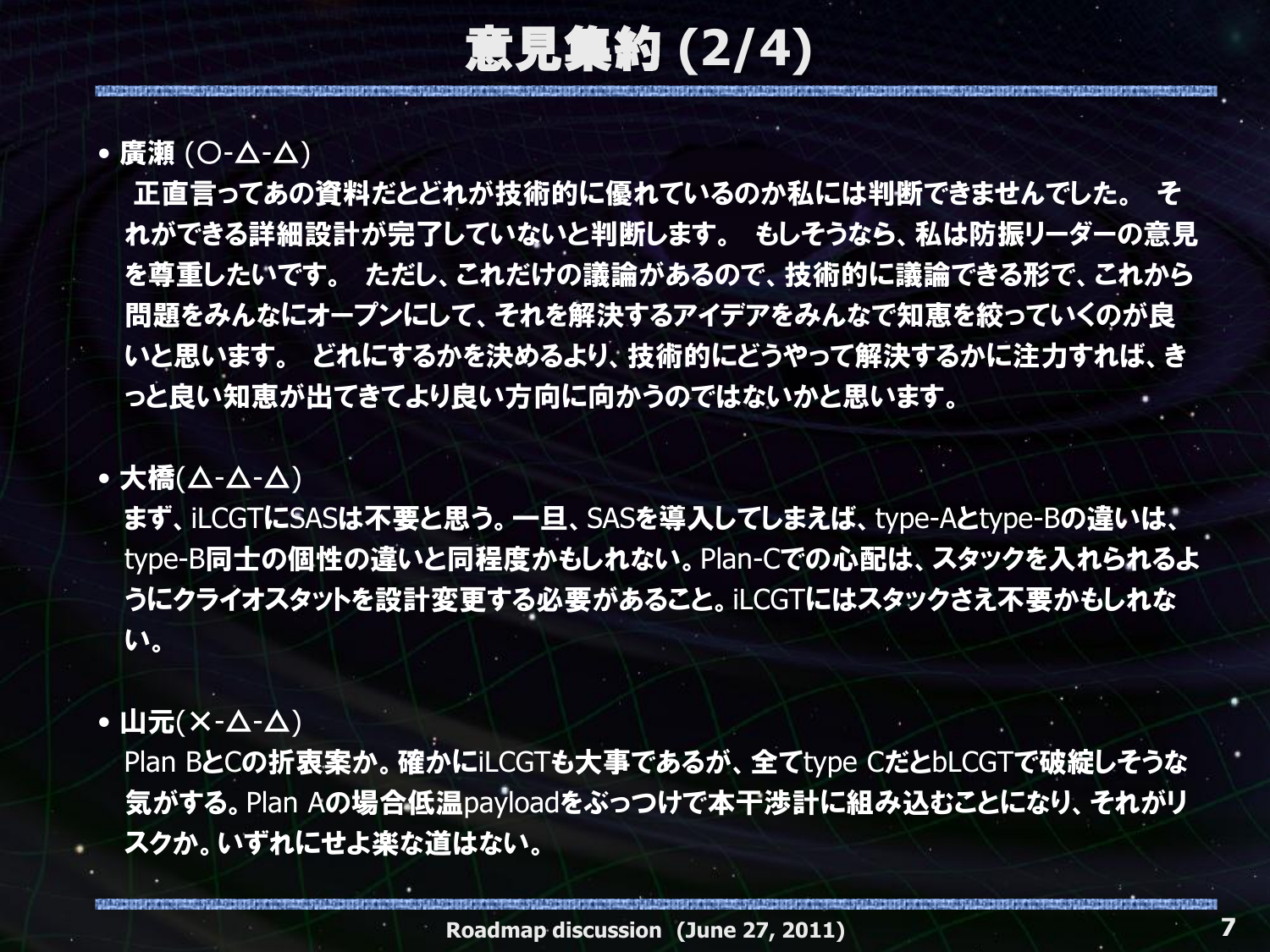# 意見集約 (2/4)

- **廣瀬** (○-△-△)
  **正直言ってあの資料だとどれが技術的に優れているのか私には判断できませんでした。 それができる詳細設計が完了していないと判断します。 もしそうなら、私は防振リーダーの意見を尊重したいです。 ただし、これだけの議論があるので、技術的に議論できる形で、これから問題をみんなにオープンにして、それを解決するアイデアをみんなで知恵を絞っていくのが良いと思います。 どれにするかを決めるより、技術的にどうやって解決するかに注力すれば、きっと良い知恵が出てきてより良い方向に向かうのではないかと思います。**

- **大橋**(△-△-△)
  **まず、**iLCGT**に**SAS**は不要と思う。一旦、**SAS**を導入してしまえば、**type-A**と**type-B**の違いは、**type-B**同士の個性の違いと同程度かもしれない。**Plan-C**での心配は、スタックを入れられるようにクライオスタットを設計変更する必要があること。**iLCGT**にはスタックさえ不要かもしれない。**

- **山元**(×-△-△)
  Plan B**と**C**の折衷案か。確かに**iLCGT**も大事であるが、全て**type C**だと**bLCGT**で破綻しそうな気がする。**Plan A**の場合低温**payload**をぶっつけで本干渉計に組み込むことになり、それがリスクか。いずれにせよ楽な道はない。**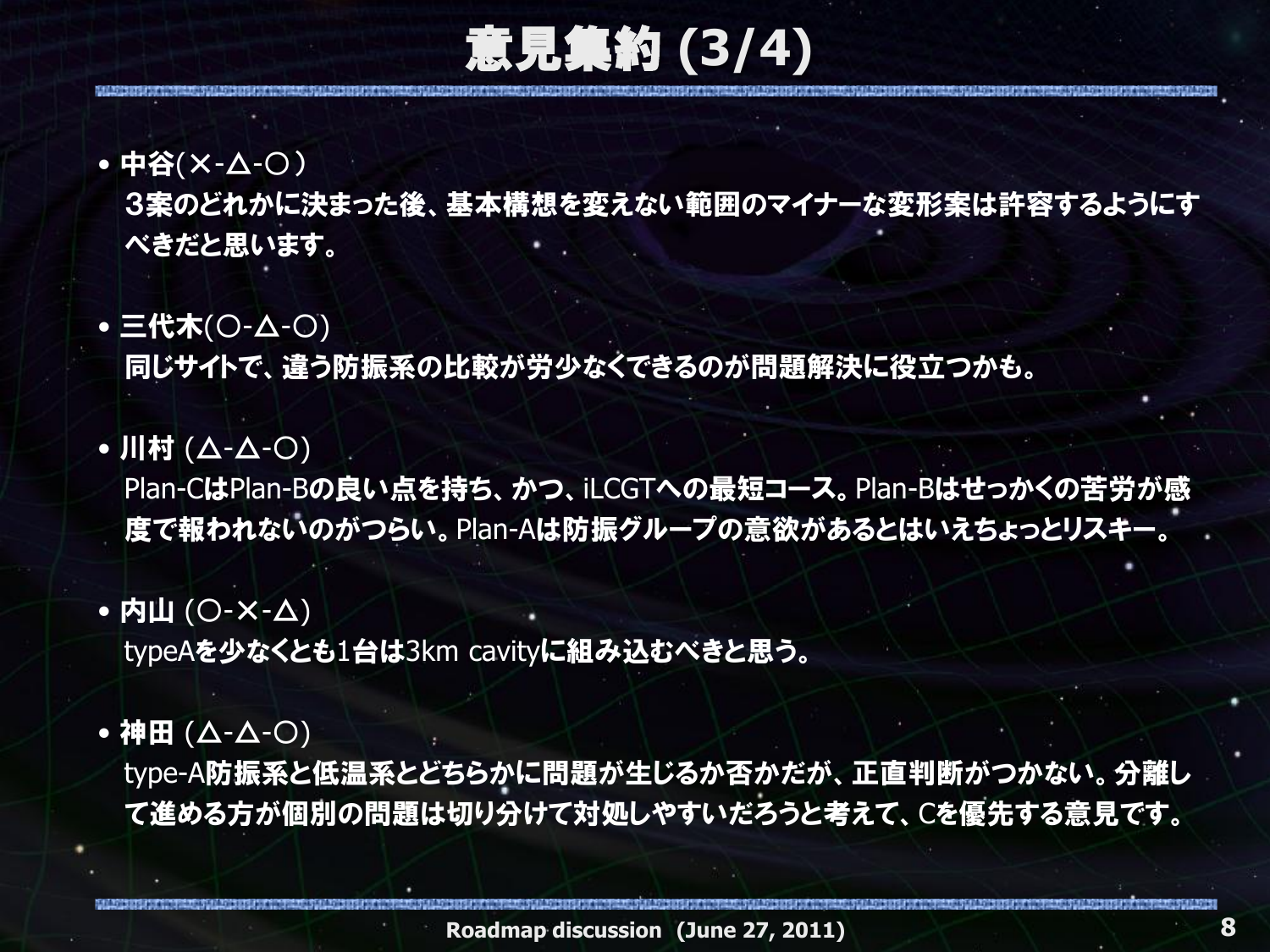# 意見集約 (3/4)

- **中谷(×-△-○)**
  **３案のどれかに決まった後、基本構想を変えない範囲のマイナーな変形案は許容するようにすべきだと思います。**

- **三代木(○-△-○)**
  **同じサイトで、違う防振系の比較が労少なくできるのが問題解決に役立つかも。**

- **川村 (△-△-○)**
  Plan-C**は**Plan-B**の良い点を持ち、かつ、**iLCGT**への最短コース。**Plan-B**はせっかくの苦労が感度で報われないのがつらい。**Plan-A**は防振グループの意欲があるとはいえちょっとリスキー。**

- **内山 (○-×-△)**
  typeA**を少なくとも**1**台は**3km cavity**に組み込むべきと思う。**

- **神田 (△-△-○)**
  type-A**防振系と低温系とどちらかに問題が生じるか否かだが、正直判断がつかない。分離して進める方が個別の問題は切り分けて対処しやすいだろうと考えて、**C**を優先する意見です。**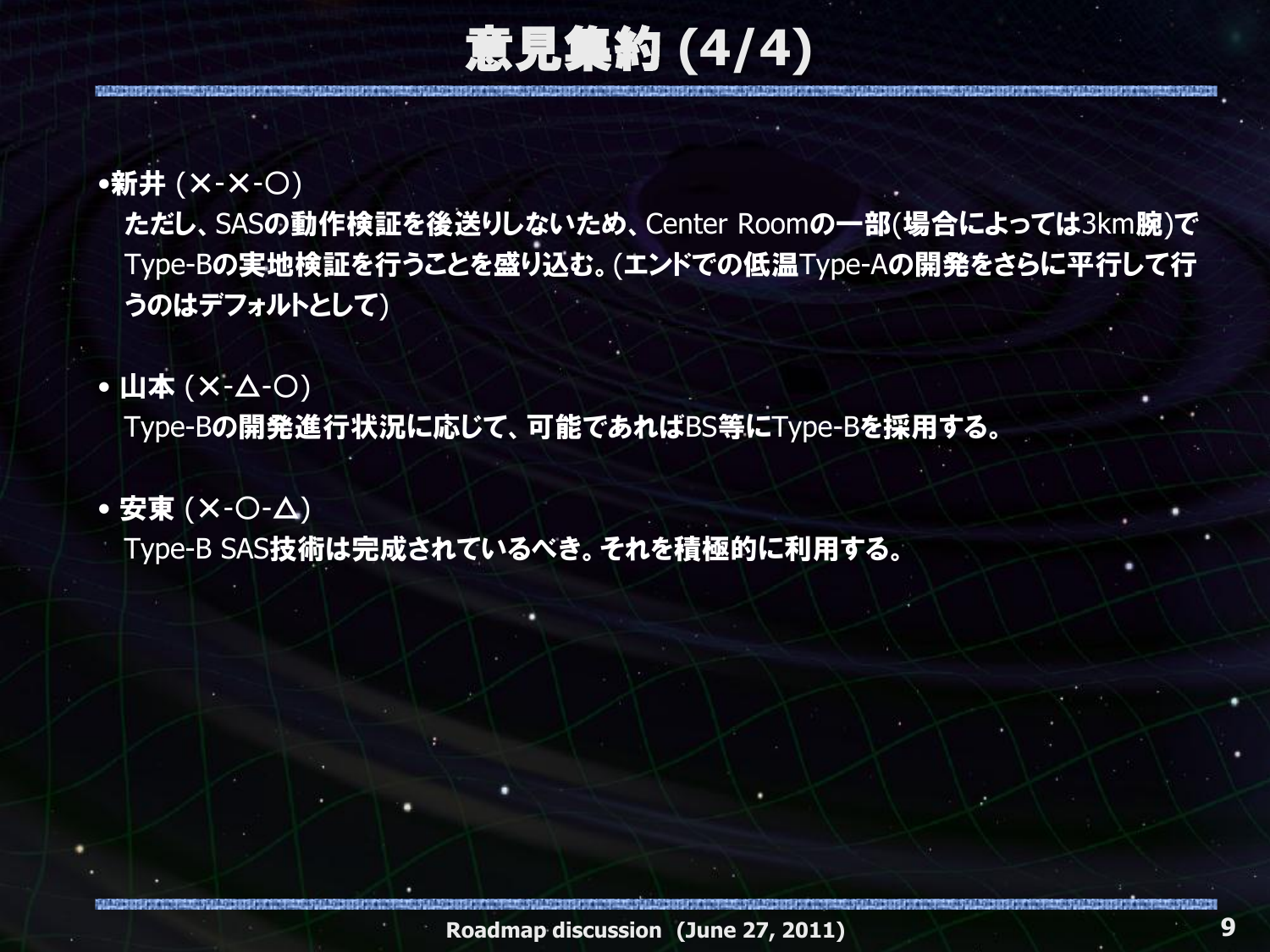# 意見集約 (4/4)

- **新井** (×-×-○)
  **ただし、**SAS**の動作検証を後送りしないため、**Center Room**の一部**(**場合によっては**3km**腕**)**で** Type-B**の実地検証を行うことを盛り込む。**(**エンドでの低温**Type-A**の開発をさらに平行して行うのはデフォルトとして**)

- **山本** (×-△-○)
  Type-B**の開発進行状況に応じて、可能であれば**BS**等に**Type-B**を採用する。**

- **安東** (×-○-△)
  Type-B SAS**技術は完成されているべき。それを積極的に利用する。**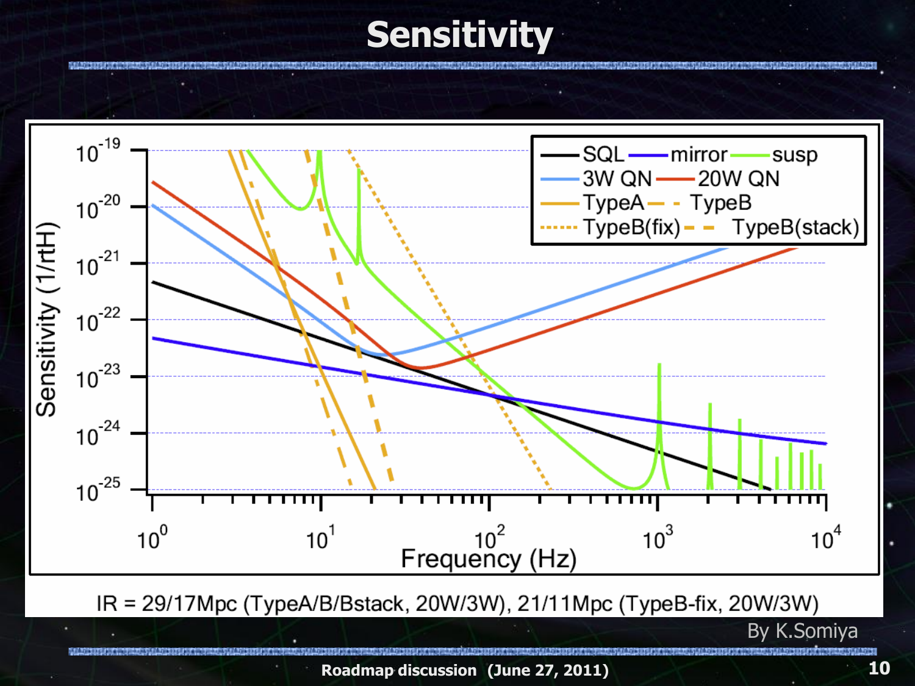# Sensitivity

IR = 29/17Mpc (TypeA/B/Bstack, 20W/3W), 21/11Mpc (TypeB-fix, 20W/3W)

By K.Somiya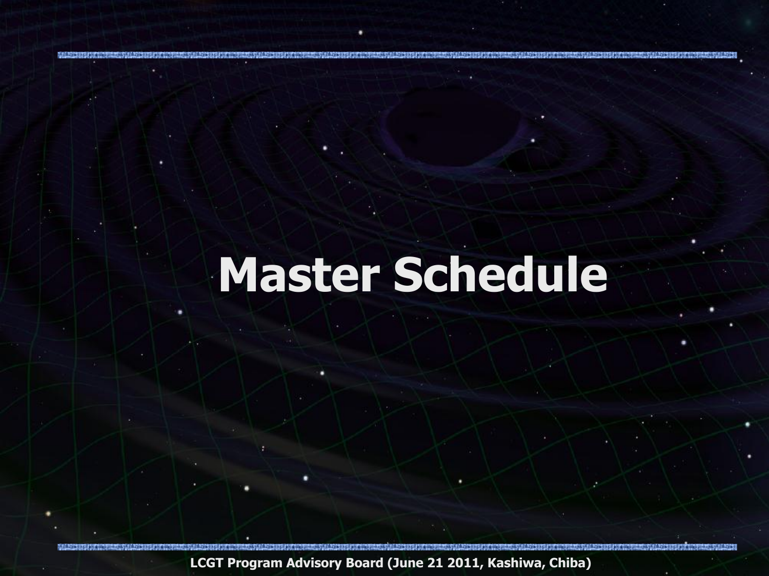# Master Schedule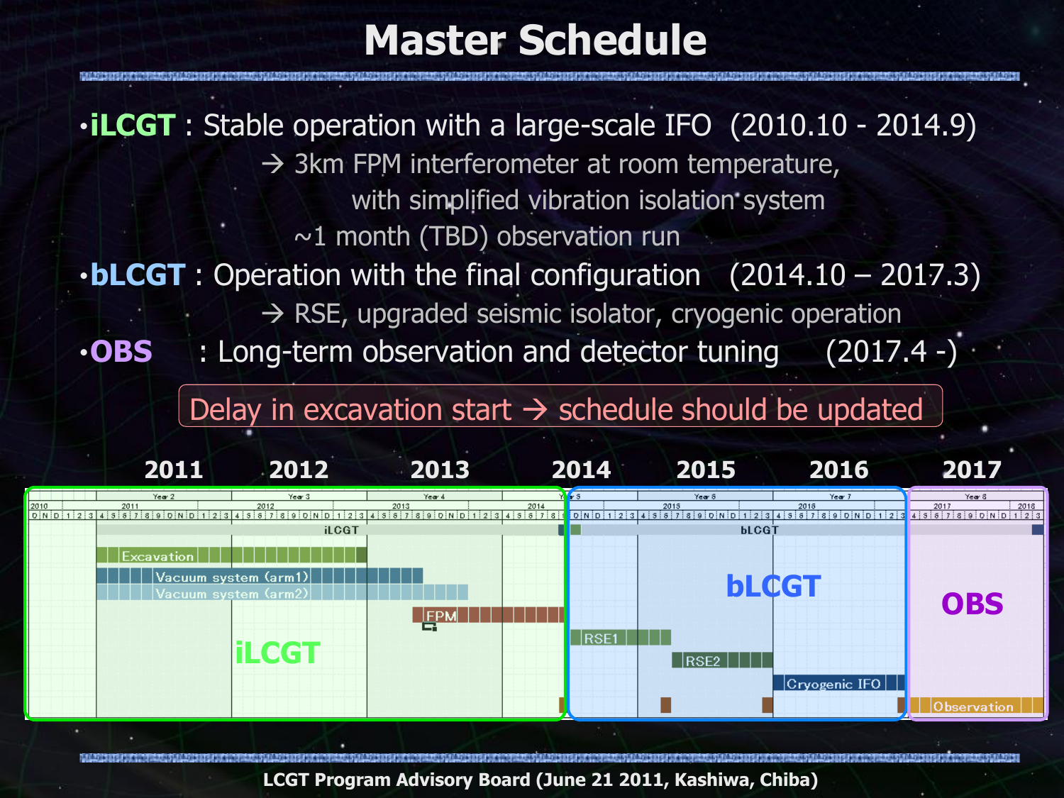# Master Schedule

- **iLCGT** : Stable operation with a large-scale IFO (2010.10 - 2014.9)
  - → 3km FPM interferometer at room temperature, with simplified vibration isolation system
  - ~1 month (TBD) observation run
- **bLCGT** : Operation with the final configuration (2014.10 – 2017.3)
  - → RSE, upgraded seismic isolator, cryogenic operation
- **OBS** : Long-term observation and detector tuning (2017.4 -)

Delay in excavation start → schedule should be updated

| 2011 | 2012 | 2013 | 2014 | 2015 | 2016 | 2017 |
|---|---|---|---|---|---|---|

- **iLCGT**: Excavation, Vacuum system (arm1), Vacuum system (arm2), FPM
- **bLCGT**: RSE1, RSE2, Cryogenic IFO
- **OBS**: Observation

LCGT Program Advisory Board (June 21 2011, Kashiwa, Chiba)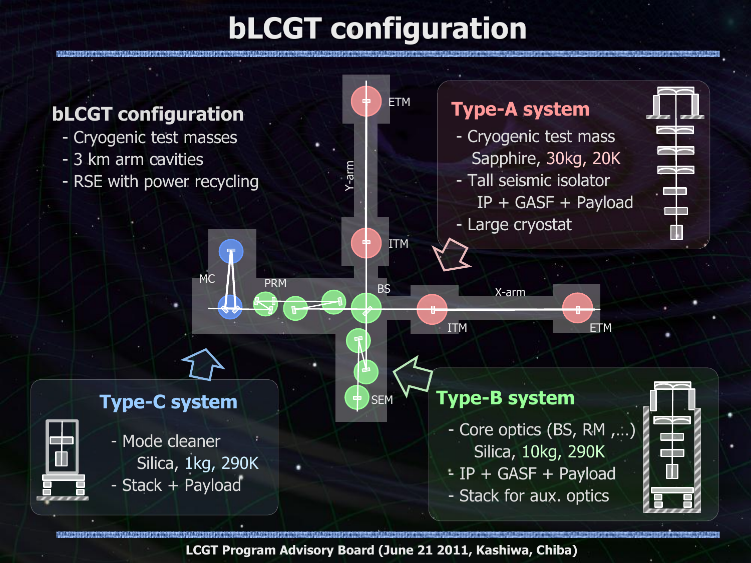# bLCGT configuration

## bLCGT configuration

- Cryogenic test masses
- 3 km arm cavities
- RSE with power recycling

ETM

Y-arm

ITM

MC

PRM

BS

X-arm

ITM

ETM

SEM

## Type-A system

- Cryogenic test mass
  Sapphire, 30kg, 20K
- Tall seismic isolator
  IP + GASF + Payload
- Large cryostat

## Type-B system

- Core optics (BS, RM ,...)
  Silica, 10kg, 290K
- IP + GASF + Payload
- Stack for aux. optics

## Type-C system

- Mode cleaner
  Silica, 1kg, 290K
- Stack + Payload

LCGT Program Advisory Board (June 21 2011, Kashiwa, Chiba)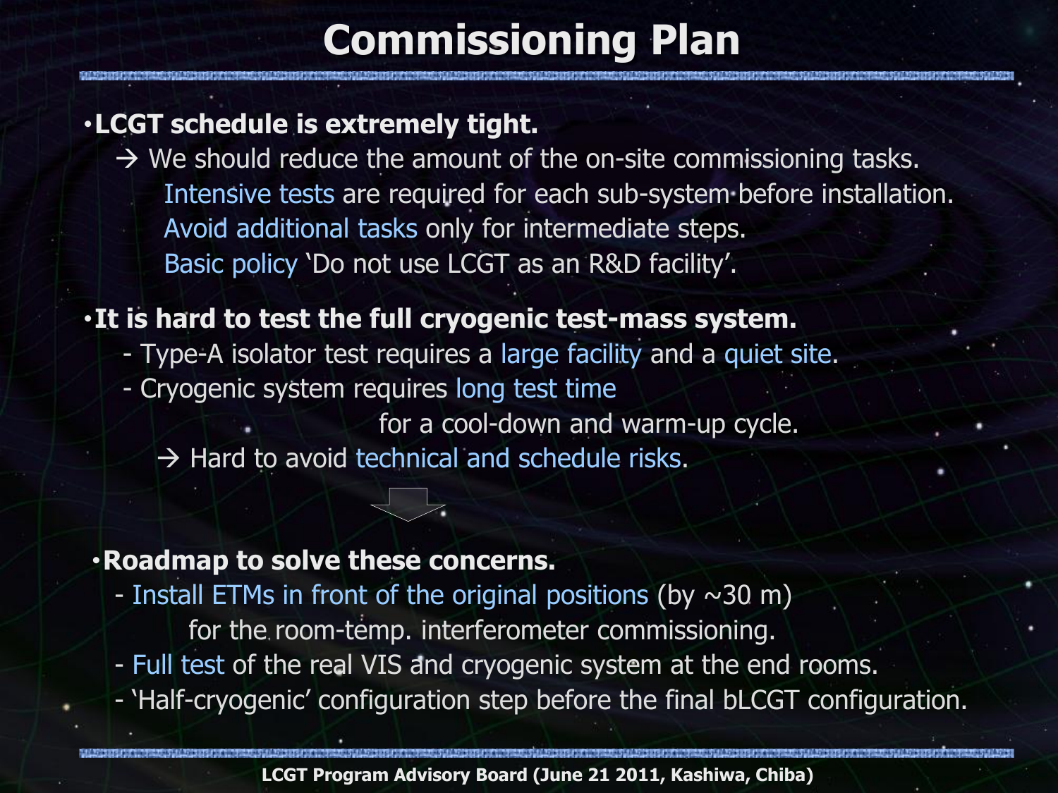# Commissioning Plan

- **LCGT schedule is extremely tight.**
  - → We should reduce the amount of the on-site commissioning tasks.
    - Intensive tests are required for each sub-system before installation.
    - Avoid additional tasks only for intermediate steps.
    - Basic policy 'Do not use LCGT as an R&D facility'.

- **It is hard to test the full cryogenic test-mass system.**
  - Type-A isolator test requires a large facility and a quiet site.
  - Cryogenic system requires long test time for a cool-down and warm-up cycle.
    - → Hard to avoid technical and schedule risks.

- **Roadmap to solve these concerns.**
  - Install ETMs in front of the original positions (by ~30 m) for the room-temp. interferometer commissioning.
  - Full test of the real VIS and cryogenic system at the end rooms.
  - 'Half-cryogenic' configuration step before the final bLCGT configuration.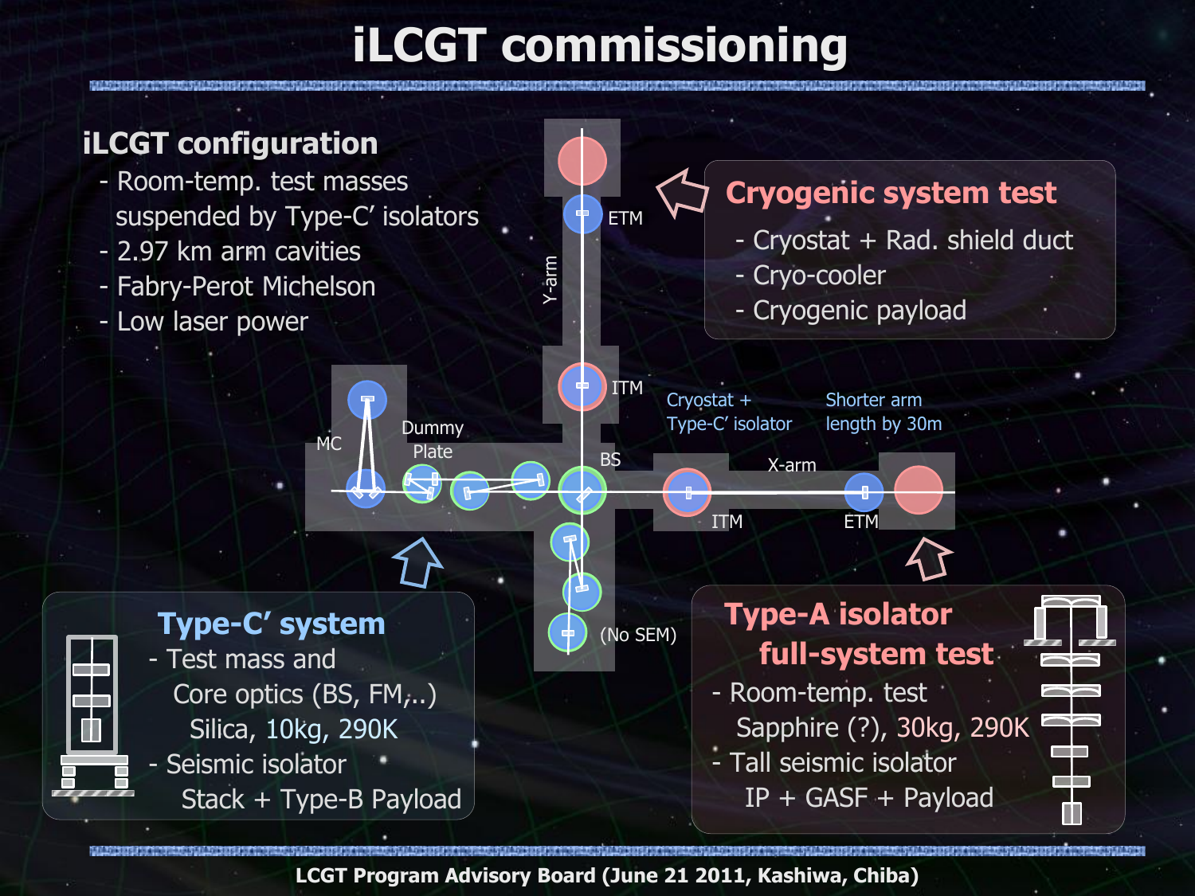# iLCGT commissioning

## iLCGT configuration

- Room-temp. test masses suspended by Type-C' isolators
- 2.97 km arm cavities
- Fabry-Perot Michelson
- Low laser power

## Cryogenic system test

- Cryostat + Rad. shield duct
- Cryo-cooler
- Cryogenic payload

ETM

Y-arm

ITM

MC

Dummy Plate

BS

Cryostat + Type-C' isolator

Shorter arm length by 30m

X-arm

ITM

ETM

(No SEM)

## Type-C' system

- Test mass and Core optics (BS, FM,..) Silica, 10kg, 290K
- Seismic isolator Stack + Type-B Payload

## Type-A isolator full-system test

- Room-temp. test Sapphire (?), 30kg, 290K
- Tall seismic isolator IP + GASF + Payload

LCGT Program Advisory Board (June 21 2011, Kashiwa, Chiba)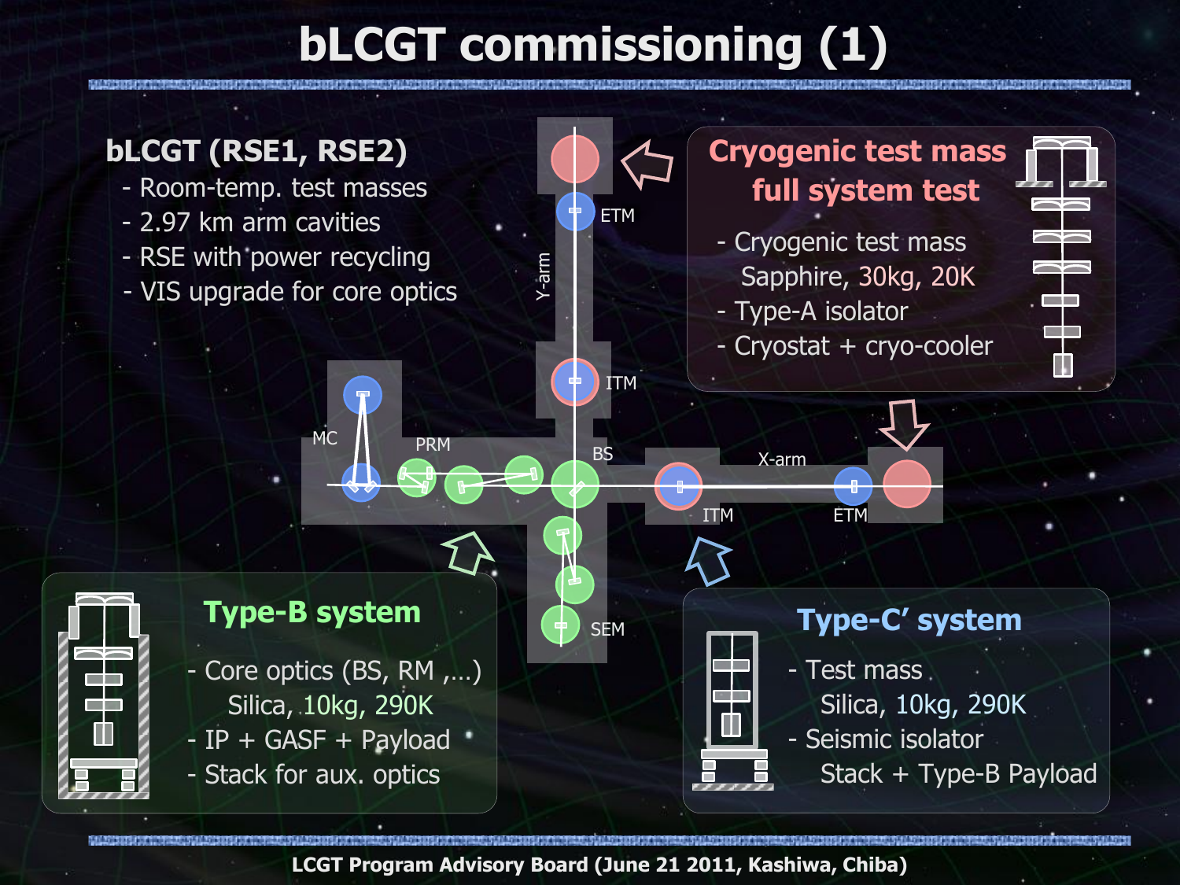# bLCGT commissioning (1)

**bLCGT (RSE1, RSE2)**

- Room-temp. test masses
- 2.97 km arm cavities
- RSE with power recycling
- VIS upgrade for core optics

Y-arm

ETM

ITM

MC

PRM

BS

X-arm

ITM

ETM

SEM

## Cryogenic test mass full system test

- Cryogenic test mass
  Sapphire, 30kg, 20K
- Type-A isolator
- Cryostat + cryo-cooler

## Type-B system

- Core optics (BS, RM ,…)
  Silica, 10kg, 290K
- IP + GASF + Payload
- Stack for aux. optics

## Type-C' system

- Test mass
  Silica, 10kg, 290K
- Seismic isolator
  Stack + Type-B Payload

LCGT Program Advisory Board (June 21 2011, Kashiwa, Chiba)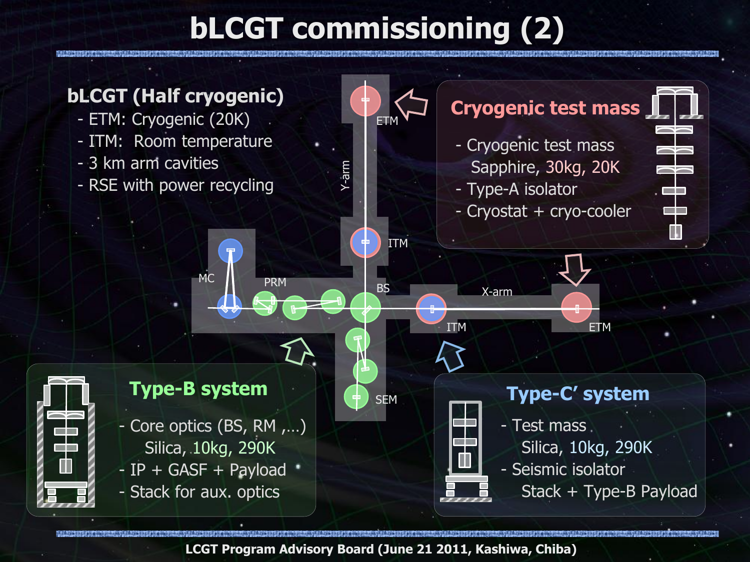# bLCGT commissioning (2)

**bLCGT (Half cryogenic)**

- ETM: Cryogenic (20K)
- ITM: Room temperature
- 3 km arm cavities
- RSE with power recycling

ETM

Y-arm

ITM

MC

PRM

BS

X-arm

ITM

ETM

SEM

**Cryogenic test mass**

- Cryogenic test mass
  Sapphire, 30kg, 20K
- Type-A isolator
- Cryostat + cryo-cooler

**Type-B system**

- Core optics (BS, RM ,…)
  Silica, 10kg, 290K
- IP + GASF + Payload
- Stack for aux. optics

**Type-C’ system**

- Test mass
  Silica, 10kg, 290K
- Seismic isolator
  Stack + Type-B Payload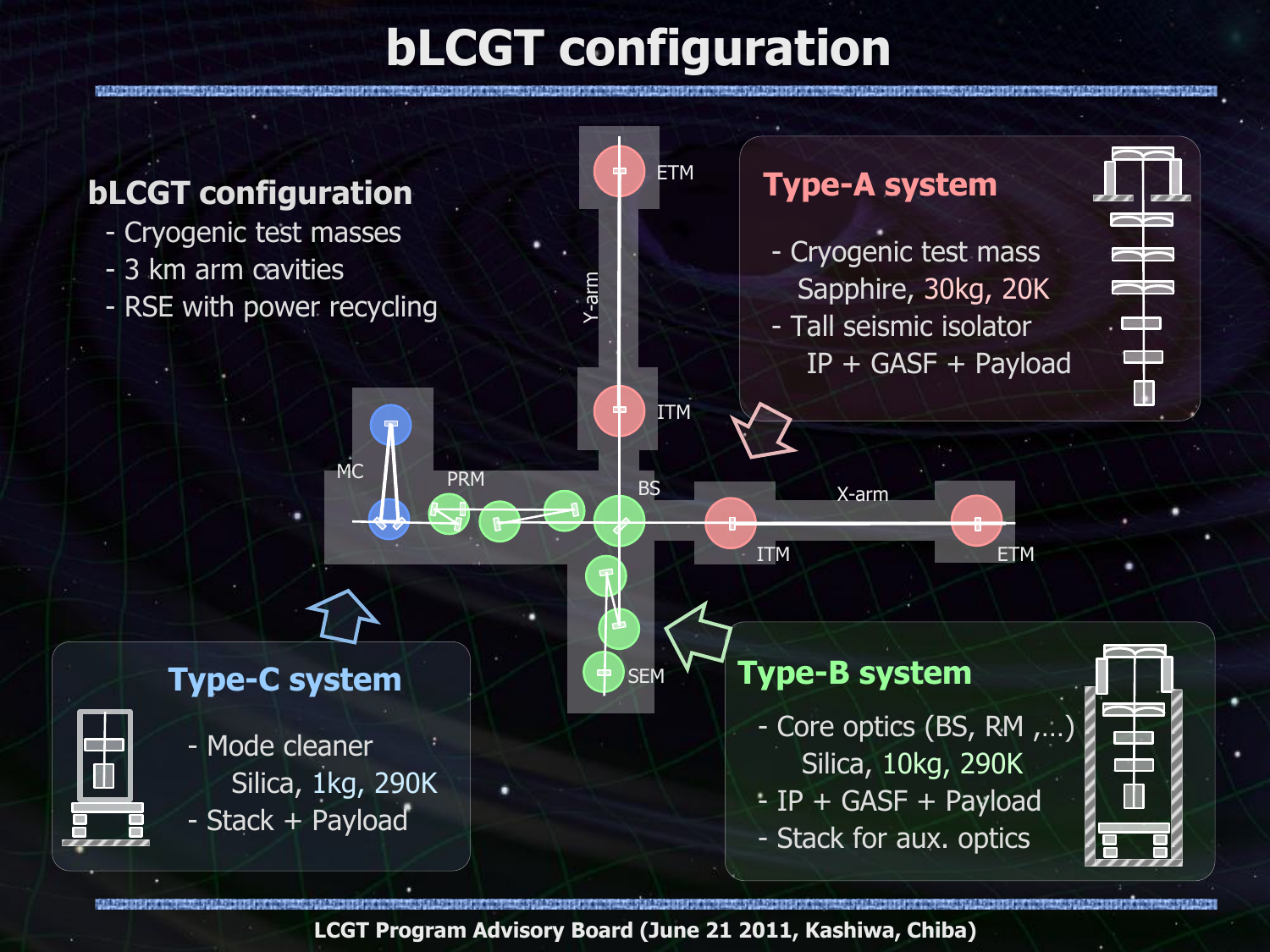# bLCGT configuration

## bLCGT configuration

- Cryogenic test masses
- 3 km arm cavities
- RSE with power recycling

ETM

Y-arm

ITM

MC

PRM

BS

X-arm

ITM

ETM

SEM

### Type-A system

- Cryogenic test mass
  Sapphire, 30kg, 20K
- Tall seismic isolator
  IP + GASF + Payload

### Type-B system

- Core optics (BS, RM ,…)
  Silica, 10kg, 290K
- IP + GASF + Payload
- Stack for aux. optics

### Type-C system

- Mode cleaner
  Silica, 1kg, 290K
- Stack + Payload

LCGT Program Advisory Board (June 21 2011, Kashiwa, Chiba)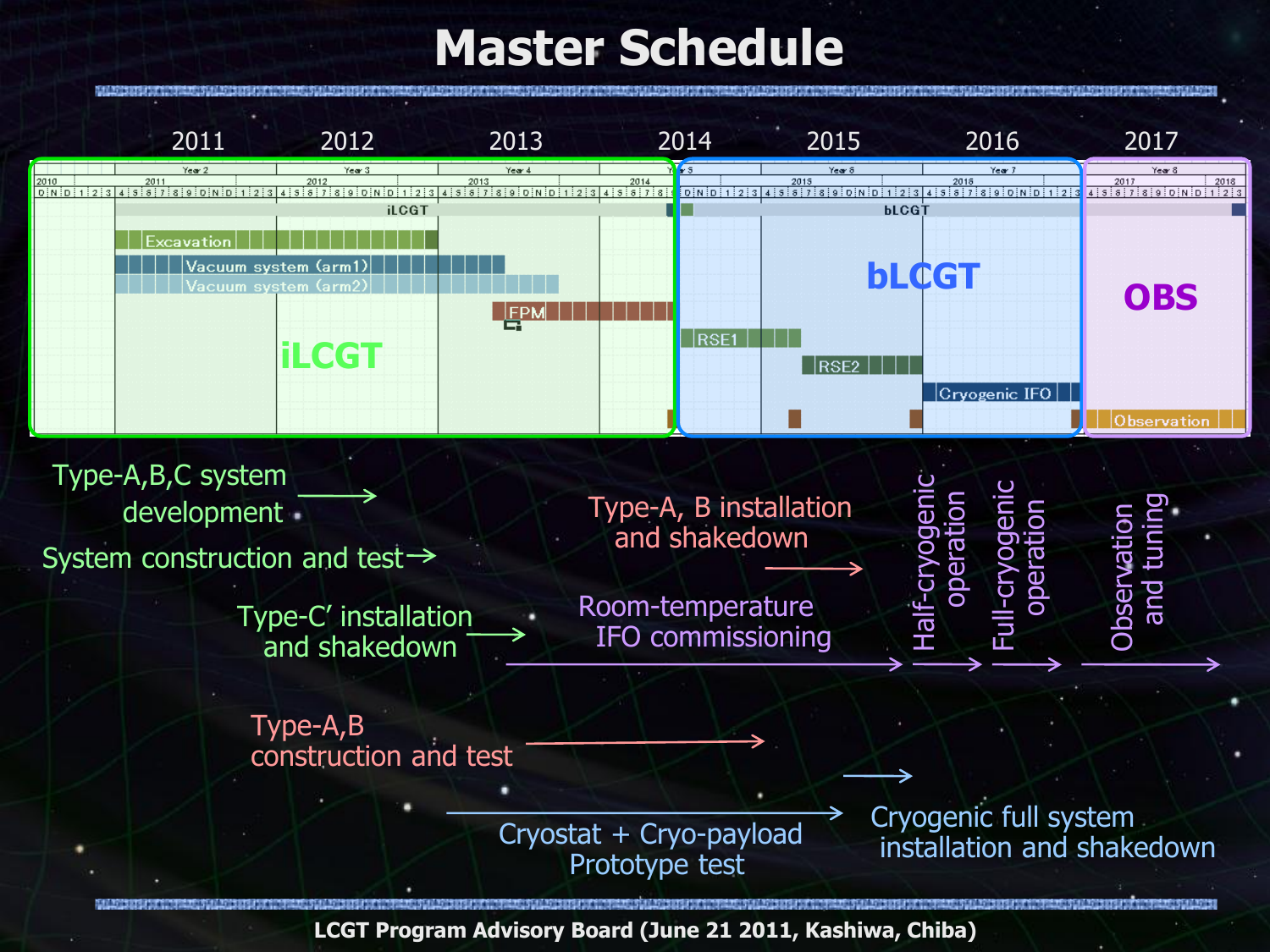# Master Schedule

2011 2012 2013 2014 2015 2016 2017

iLCGT

Excavation

Vacuum system (arm1)

Vacuum system (arm2)

FPM

bLCGT

RSE1

RSE2

Cryogenic IFO

OBS

Observation

Type-A,B,C system development →

System construction and test →

Type-C′ installation and shakedown →

Type-A, B installation and shakedown →

Room-temperature IFO commissioning →

Half-cryogenic operation →

Full-cryogenic operation →

Observation and tuning →

Type-A,B construction and test →

Cryostat + Cryo-payload Prototype test →

Cryogenic full system installation and shakedown

LCGT Program Advisory Board (June 21 2011, Kashiwa, Chiba)